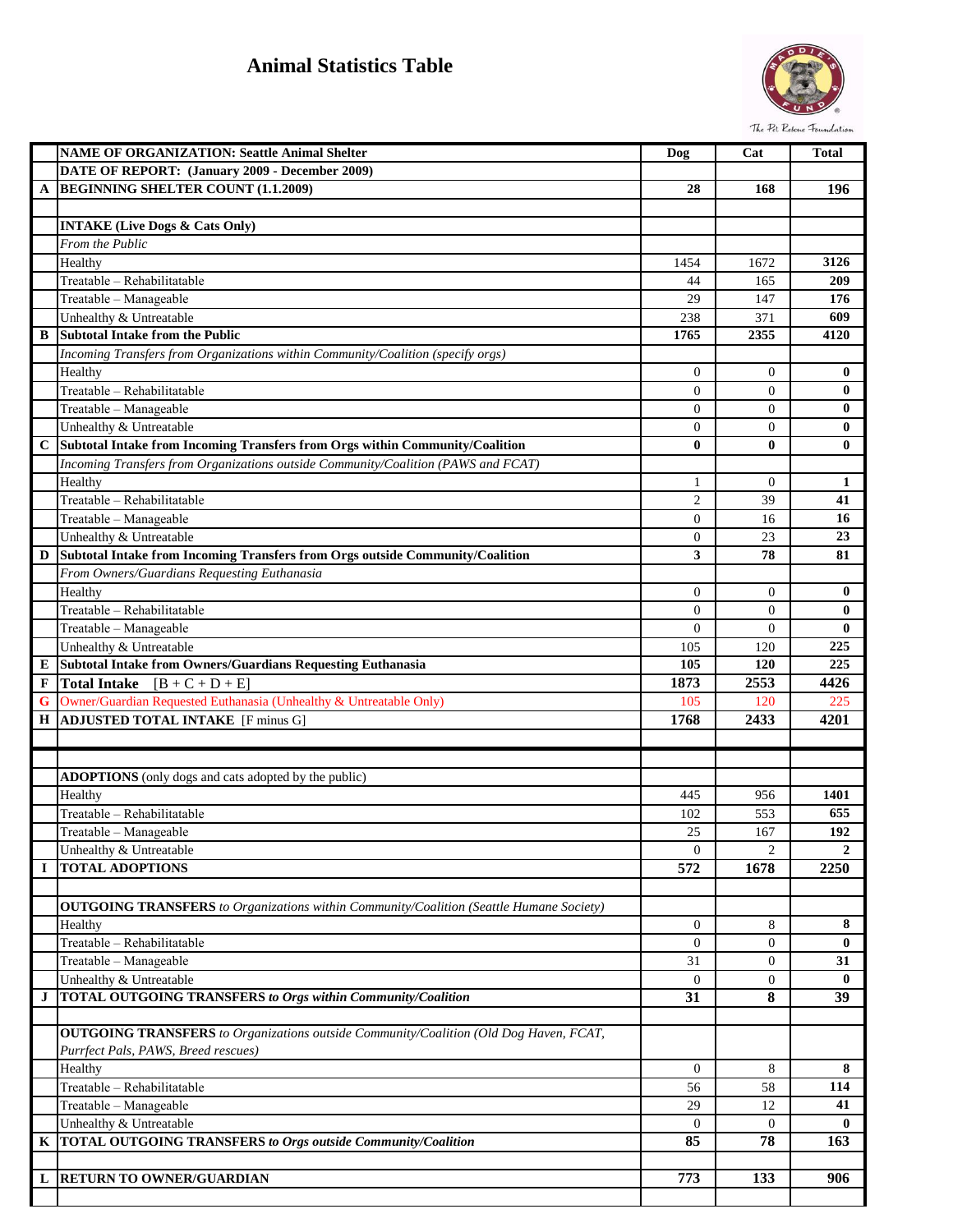# Animal Statistics Table

| | NAME OF ORGANIZATION: Seattle Animal Shelter | Dog | Cat | Total |
|---|---|---|---|---|
| | DATE OF REPORT: (January 2009 - December 2009) | | | |
| A | **BEGINNING SHELTER COUNT (1.1.2009)** | 28 | 168 | 196 |
| | | | | |
| | **INTAKE (Live Dogs & Cats Only)** | | | |
| | *From the Public* | | | |
| | Healthy | 1454 | 1672 | 3126 |
| | Treatable – Rehabilitatable | 44 | 165 | 209 |
| | Treatable – Manageable | 29 | 147 | 176 |
| | Unhealthy & Untreatable | 238 | 371 | 609 |
| B | **Subtotal Intake from the Public** | 1765 | 2355 | 4120 |
| | *Incoming Transfers from Organizations within Community/Coalition (specify orgs)* | | | |
| | Healthy | 0 | 0 | 0 |
| | Treatable – Rehabilitatable | 0 | 0 | 0 |
| | Treatable – Manageable | 0 | 0 | 0 |
| | Unhealthy & Untreatable | 0 | 0 | 0 |
| C | **Subtotal Intake from Incoming Transfers from Orgs within Community/Coalition** | 0 | 0 | 0 |
| | *Incoming Transfers from Organizations outside Community/Coalition (PAWS and FCAT)* | | | |
| | Healthy | 1 | 0 | 1 |
| | Treatable – Rehabilitatable | 2 | 39 | 41 |
| | Treatable – Manageable | 0 | 16 | 16 |
| | Unhealthy & Untreatable | 0 | 23 | 23 |
| D | **Subtotal Intake from Incoming Transfers from Orgs outside Community/Coalition** | 3 | 78 | 81 |
| | *From Owners/Guardians Requesting Euthanasia* | | | |
| | Healthy | 0 | 0 | 0 |
| | Treatable – Rehabilitatable | 0 | 0 | 0 |
| | Treatable – Manageable | 0 | 0 | 0 |
| | Unhealthy & Untreatable | 105 | 120 | 225 |
| E | **Subtotal Intake from Owners/Guardians Requesting Euthanasia** | 105 | 120 | 225 |
| F | **Total Intake** [B + C + D + E] | 1873 | 2553 | 4426 |
| G | Owner/Guardian Requested Euthanasia (Unhealthy & Untreatable Only) | 105 | 120 | 225 |
| H | **ADJUSTED TOTAL INTAKE** [F minus G] | 1768 | 2433 | 4201 |
| | | | | |
| | | | | |
| | **ADOPTIONS** (only dogs and cats adopted by the public) | | | |
| | Healthy | 445 | 956 | 1401 |
| | Treatable – Rehabilitatable | 102 | 553 | 655 |
| | Treatable – Manageable | 25 | 167 | 192 |
| | Unhealthy & Untreatable | 0 | 2 | 2 |
| I | **TOTAL ADOPTIONS** | 572 | 1678 | 2250 |
| | | | | |
| | **OUTGOING TRANSFERS** *to Organizations within Community/Coalition (Seattle Humane Society)* | | | |
| | Healthy | 0 | 8 | 8 |
| | Treatable – Rehabilitatable | 0 | 0 | 0 |
| | Treatable – Manageable | 31 | 0 | 31 |
| | Unhealthy & Untreatable | 0 | 0 | 0 |
| J | **TOTAL OUTGOING TRANSFERS** ***to Orgs within Community/Coalition*** | 31 | 8 | 39 |
| | | | | |
| | **OUTGOING TRANSFERS** *to Organizations outside Community/Coalition (Old Dog Haven, FCAT, Purrfect Pals, PAWS, Breed rescues)* | | | |
| | Healthy | 0 | 8 | 8 |
| | Treatable – Rehabilitatable | 56 | 58 | 114 |
| | Treatable – Manageable | 29 | 12 | 41 |
| | Unhealthy & Untreatable | 0 | 0 | 0 |
| K | **TOTAL OUTGOING TRANSFERS** ***to Orgs outside Community/Coalition*** | 85 | 78 | 163 |
| | | | | |
| L | **RETURN TO OWNER/GUARDIAN** | 773 | 133 | 906 |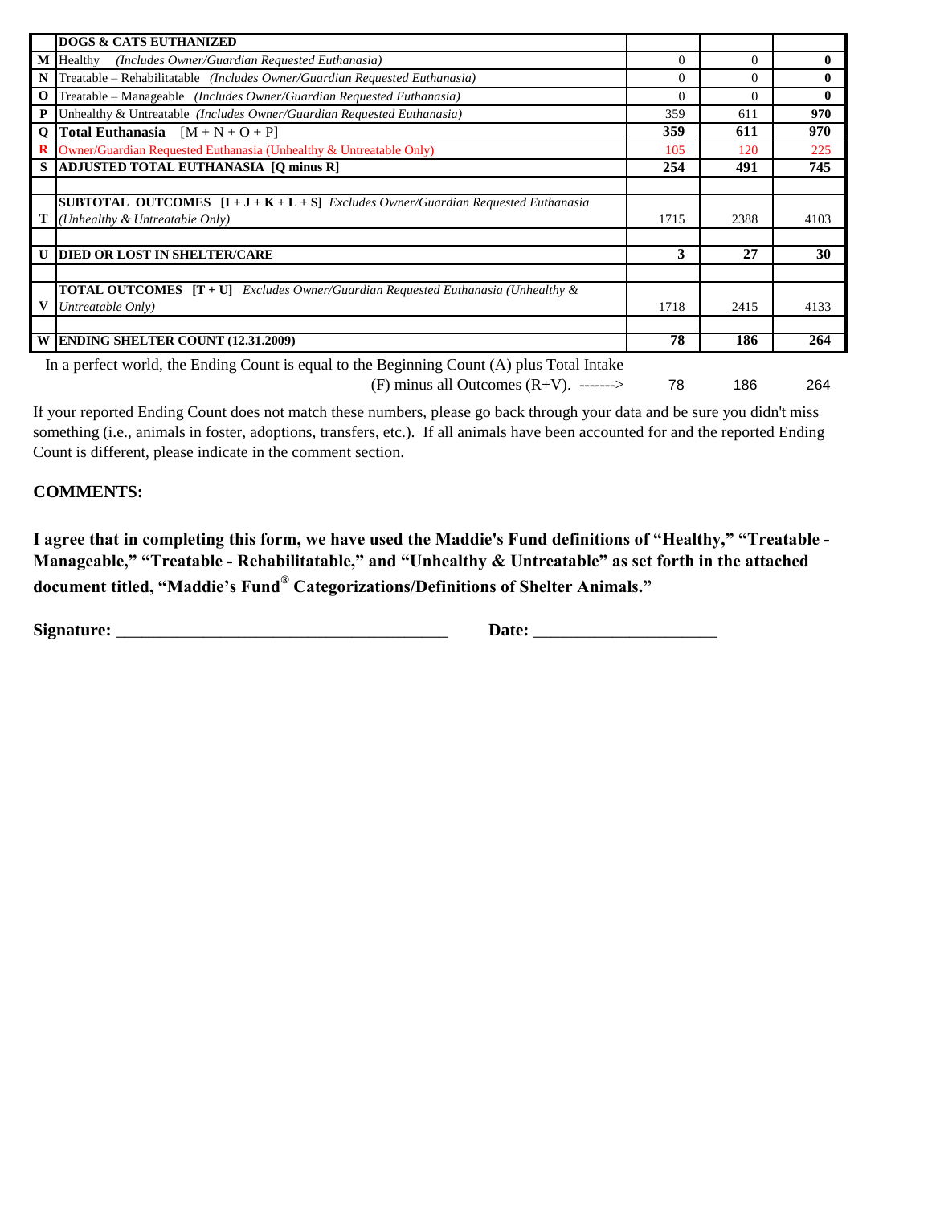| | | | | |
|---|---|---|---|---|
| | **DOGS & CATS EUTHANIZED** | | | |
| **M** | Healthy *(Includes Owner/Guardian Requested Euthanasia)* | 0 | 0 | **0** |
| **N** | Treatable – Rehabilitatable *(Includes Owner/Guardian Requested Euthanasia)* | 0 | 0 | **0** |
| **O** | Treatable – Manageable *(Includes Owner/Guardian Requested Euthanasia)* | 0 | 0 | **0** |
| **P** | Unhealthy & Untreatable *(Includes Owner/Guardian Requested Euthanasia)* | 359 | 611 | **970** |
| **Q** | **Total Euthanasia** [M + N + O + P] | **359** | **611** | **970** |
| **R** | Owner/Guardian Requested Euthanasia (Unhealthy & Untreatable Only) | 105 | 120 | 225 |
| **S** | **ADJUSTED TOTAL EUTHANASIA [Q minus R]** | **254** | **491** | **745** |
| | | | | |
| **T** | **SUBTOTAL OUTCOMES [I + J + K + L + S]** *Excludes Owner/Guardian Requested Euthanasia (Unhealthy & Untreatable Only)* | 1715 | 2388 | 4103 |
| | | | | |
| **U** | **DIED OR LOST IN SHELTER/CARE** | **3** | **27** | **30** |
| | | | | |
| **V** | **TOTAL OUTCOMES [T + U]** *Excludes Owner/Guardian Requested Euthanasia (Unhealthy & Untreatable Only)* | 1718 | 2415 | 4133 |
| | | | | |
| **W** | **ENDING SHELTER COUNT (12.31.2009)** | **78** | **186** | **264** |
| | In a perfect world, the Ending Count is equal to the Beginning Count (A) plus Total Intake (F) minus all Outcomes (R+V). -------> | 78 | 186 | 264 |

If your reported Ending Count does not match these numbers, please go back through your data and be sure you didn't miss something (i.e., animals in foster, adoptions, transfers, etc.). If all animals have been accounted for and the reported Ending Count is different, please indicate in the comment section.

**COMMENTS:**

**I agree that in completing this form, we have used the Maddie's Fund definitions of "Healthy," "Treatable - Manageable," "Treatable - Rehabilitatable," and "Unhealthy & Untreatable" as set forth in the attached document titled, "Maddie's Fund® Categorizations/Definitions of Shelter Animals."**

**Signature:** \_\_\_\_\_\_\_\_\_\_\_\_\_\_\_\_\_\_\_\_\_\_\_\_\_\_\_\_\_\_\_\_\_\_\_\_\_\_ **Date:** \_\_\_\_\_\_\_\_\_\_\_\_\_\_\_\_\_\_\_\_\_